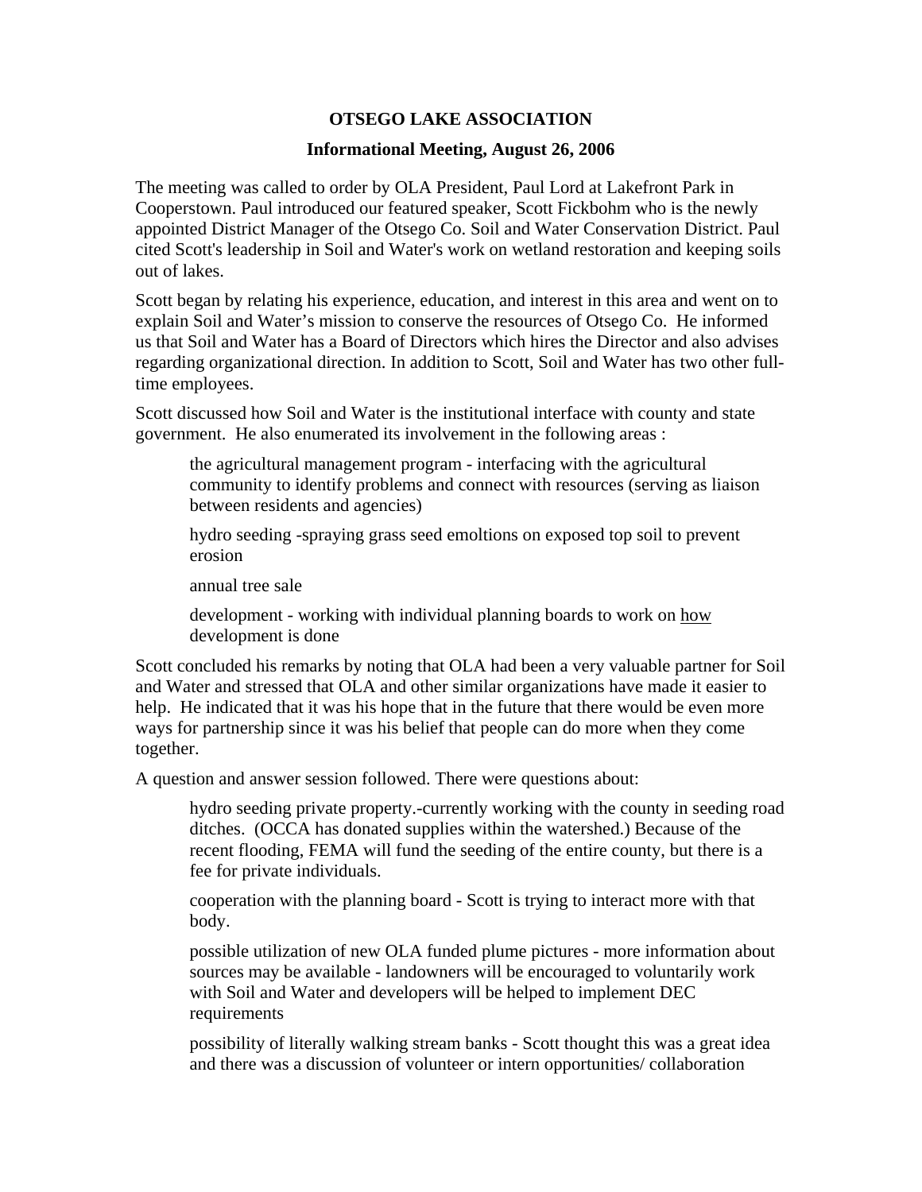**OTSEGO LAKE ASSOCIATION**

**Informational Meeting, August 26, 2006**

The meeting was called to order by OLA President, Paul Lord at Lakefront Park in Cooperstown. Paul introduced our featured speaker, Scott Fickbohm who is the newly appointed District Manager of the Otsego Co. Soil and Water Conservation District. Paul cited Scott's leadership in Soil and Water's work on wetland restoration and keeping soils out of lakes.

Scott began by relating his experience, education, and interest in this area and went on to explain Soil and Water's mission to conserve the resources of Otsego Co. He informed us that Soil and Water has a Board of Directors which hires the Director and also advises regarding organizational direction. In addition to Scott, Soil and Water has two other full-time employees.

Scott discussed how Soil and Water is the institutional interface with county and state government. He also enumerated its involvement in the following areas :

> the agricultural management program - interfacing with the agricultural community to identify problems and connect with resources (serving as liaison between residents and agencies)
>
> hydro seeding -spraying grass seed emoltions on exposed top soil to prevent erosion
>
> annual tree sale
>
> development - working with individual planning boards to work on <u>how</u> development is done

Scott concluded his remarks by noting that OLA had been a very valuable partner for Soil and Water and stressed that OLA and other similar organizations have made it easier to help. He indicated that it was his hope that in the future that there would be even more ways for partnership since it was his belief that people can do more when they come together.

A question and answer session followed. There were questions about:

> hydro seeding private property.-currently working with the county in seeding road ditches. (OCCA has donated supplies within the watershed.) Because of the recent flooding, FEMA will fund the seeding of the entire county, but there is a fee for private individuals.
>
> cooperation with the planning board - Scott is trying to interact more with that body.
>
> possible utilization of new OLA funded plume pictures - more information about sources may be available - landowners will be encouraged to voluntarily work with Soil and Water and developers will be helped to implement DEC requirements
>
> possibility of literally walking stream banks - Scott thought this was a great idea and there was a discussion of volunteer or intern opportunities/ collaboration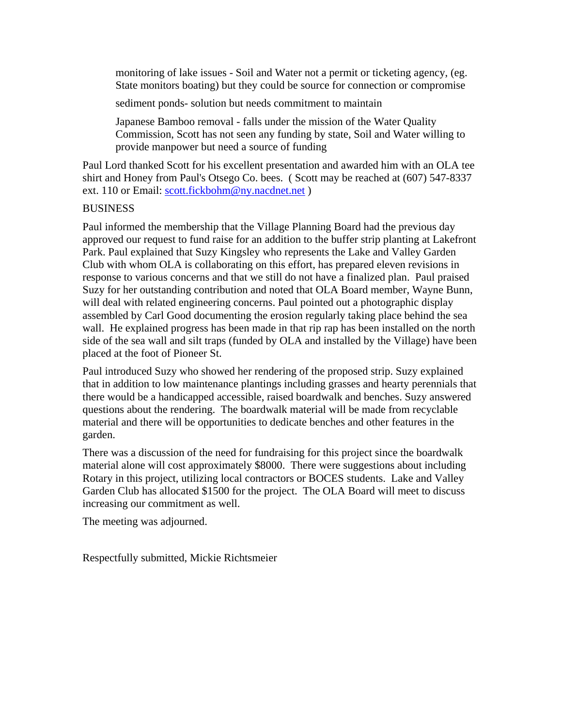monitoring of lake issues - Soil and Water not a permit or ticketing agency, (eg. State monitors boating) but they could be source for connection or compromise

sediment ponds- solution but needs commitment to maintain

Japanese Bamboo removal - falls under the mission of the Water Quality Commission, Scott has not seen any funding by state, Soil and Water willing to provide manpower but need a source of funding

Paul Lord thanked Scott for his excellent presentation and awarded him with an OLA tee shirt and Honey from Paul's Otsego Co. bees. ( Scott may be reached at (607) 547-8337 ext. 110 or Email: scott.fickbohm@ny.nacdnet.net )

BUSINESS

Paul informed the membership that the Village Planning Board had the previous day approved our request to fund raise for an addition to the buffer strip planting at Lakefront Park. Paul explained that Suzy Kingsley who represents the Lake and Valley Garden Club with whom OLA is collaborating on this effort, has prepared eleven revisions in response to various concerns and that we still do not have a finalized plan. Paul praised Suzy for her outstanding contribution and noted that OLA Board member, Wayne Bunn, will deal with related engineering concerns. Paul pointed out a photographic display assembled by Carl Good documenting the erosion regularly taking place behind the sea wall. He explained progress has been made in that rip rap has been installed on the north side of the sea wall and silt traps (funded by OLA and installed by the Village) have been placed at the foot of Pioneer St.

Paul introduced Suzy who showed her rendering of the proposed strip. Suzy explained that in addition to low maintenance plantings including grasses and hearty perennials that there would be a handicapped accessible, raised boardwalk and benches. Suzy answered questions about the rendering. The boardwalk material will be made from recyclable material and there will be opportunities to dedicate benches and other features in the garden.

There was a discussion of the need for fundraising for this project since the boardwalk material alone will cost approximately $8000. There were suggestions about including Rotary in this project, utilizing local contractors or BOCES students. Lake and Valley Garden Club has allocated $1500 for the project. The OLA Board will meet to discuss increasing our commitment as well.

The meeting was adjourned.

Respectfully submitted, Mickie Richtsmeier